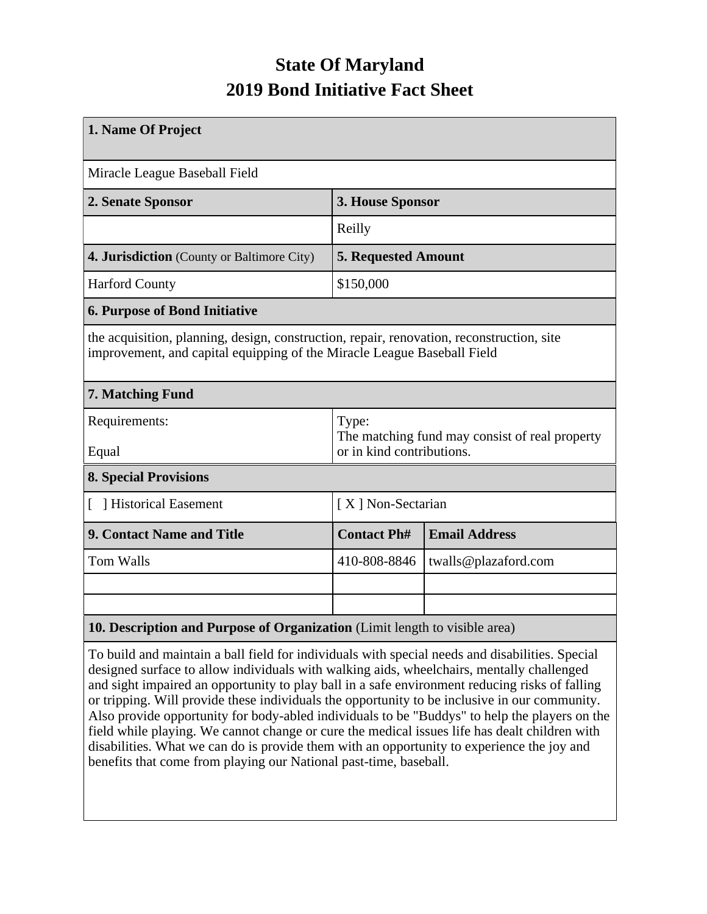# State Of Maryland
# 2019 Bond Initiative Fact Sheet

| **1. Name Of Project** | | |
|---|---|---|
| Miracle League Baseball Field | | |
| **2. Senate Sponsor** | **3. House Sponsor** | |
| | Reilly | |
| **4. Jurisdiction** (County or Baltimore City) | **5. Requested Amount** | |
| Harford County | $150,000 | |
| **6. Purpose of Bond Initiative** | | |
| the acquisition, planning, design, construction, repair, renovation, reconstruction, site improvement, and capital equipping of the Miracle League Baseball Field | | |
| **7. Matching Fund** | | |
| Requirements:<br><br>Equal | Type:<br>The matching fund may consist of real property or in kind contributions. | |
| **8. Special Provisions** | | |
| [ ] Historical Easement | [ X ] Non-Sectarian | |
| **9. Contact Name and Title** | **Contact Ph#** | **Email Address** |
| Tom Walls | 410-808-8846 | twalls@plazaford.com |
| | | |
| | | |
| **10. Description and Purpose of Organization** (Limit length to visible area) | | |
| To build and maintain a ball field for individuals with special needs and disabilities. Special designed surface to allow individuals with walking aids, wheelchairs, mentally challenged and sight impaired an opportunity to play ball in a safe environment reducing risks of falling or tripping. Will provide these individuals the opportunity to be inclusive in our community. Also provide opportunity for body-abled individuals to be "Buddys" to help the players on the field while playing. We cannot change or cure the medical issues life has dealt children with disabilities. What we can do is provide them with an opportunity to experience the joy and benefits that come from playing our National past-time, baseball. | | |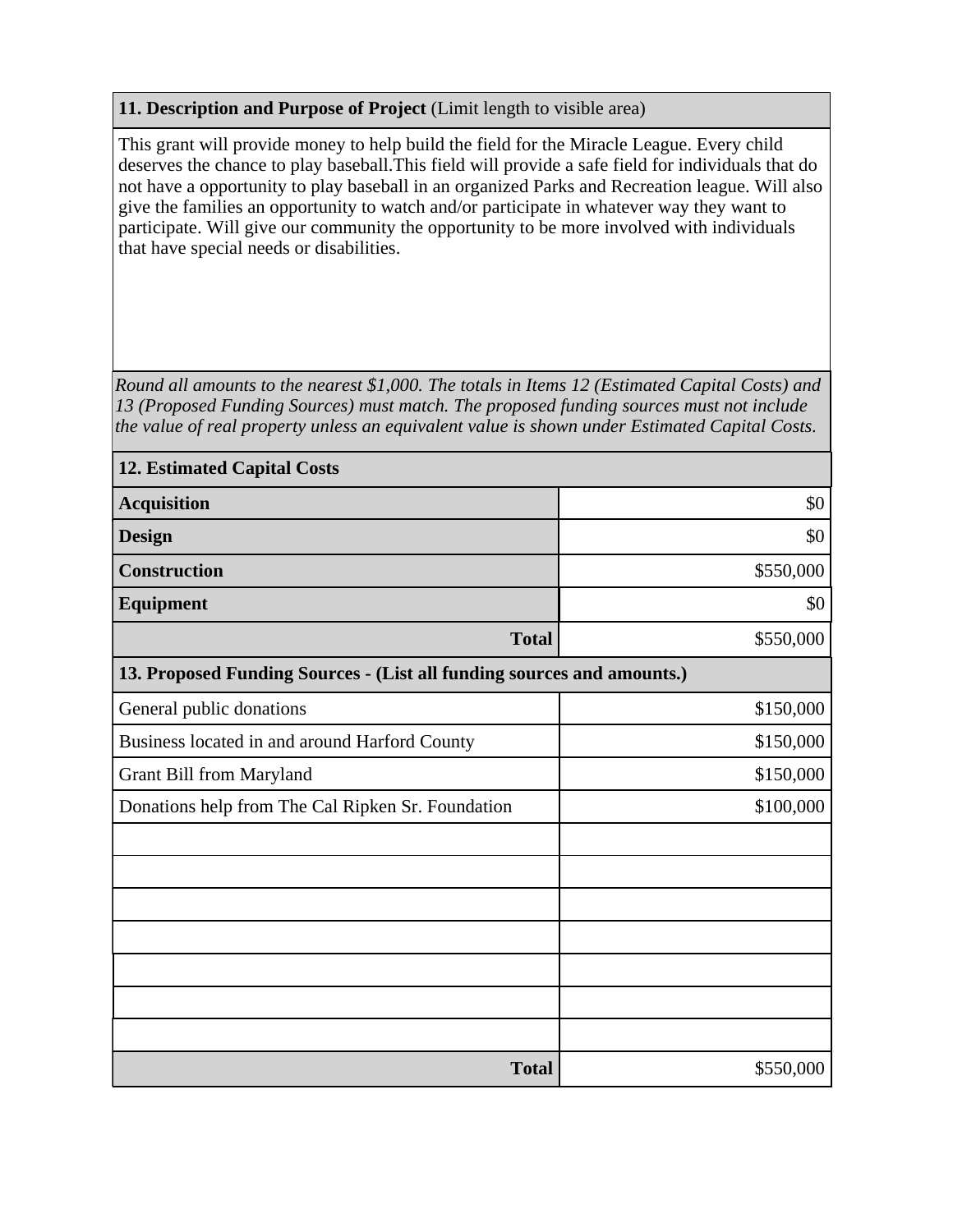**11. Description and Purpose of Project** (Limit length to visible area)

This grant will provide money to help build the field for the Miracle League. Every child deserves the chance to play baseball.This field will provide a safe field for individuals that do not have a opportunity to play baseball in an organized Parks and Recreation league. Will also give the families an opportunity to watch and/or participate in whatever way they want to participate. Will give our community the opportunity to be more involved with individuals that have special needs or disabilities.

*Round all amounts to the nearest $1,000. The totals in Items 12 (Estimated Capital Costs) and 13 (Proposed Funding Sources) must match. The proposed funding sources must not include the value of real property unless an equivalent value is shown under Estimated Capital Costs.*

| **12. Estimated Capital Costs** | |
|---|---|
| **Acquisition** | $0 |
| **Design** | $0 |
| **Construction** | $550,000 |
| **Equipment** | $0 |
| **Total** | $550,000 |

| **13. Proposed Funding Sources - (List all funding sources and amounts.)** | |
|---|---|
| General public donations | $150,000 |
| Business located in and around Harford County | $150,000 |
| Grant Bill from Maryland | $150,000 |
| Donations help from The Cal Ripken Sr. Foundation | $100,000 |
| | |
| | |
| | |
| | |
| | |
| | |
| | |
| **Total** | $550,000 |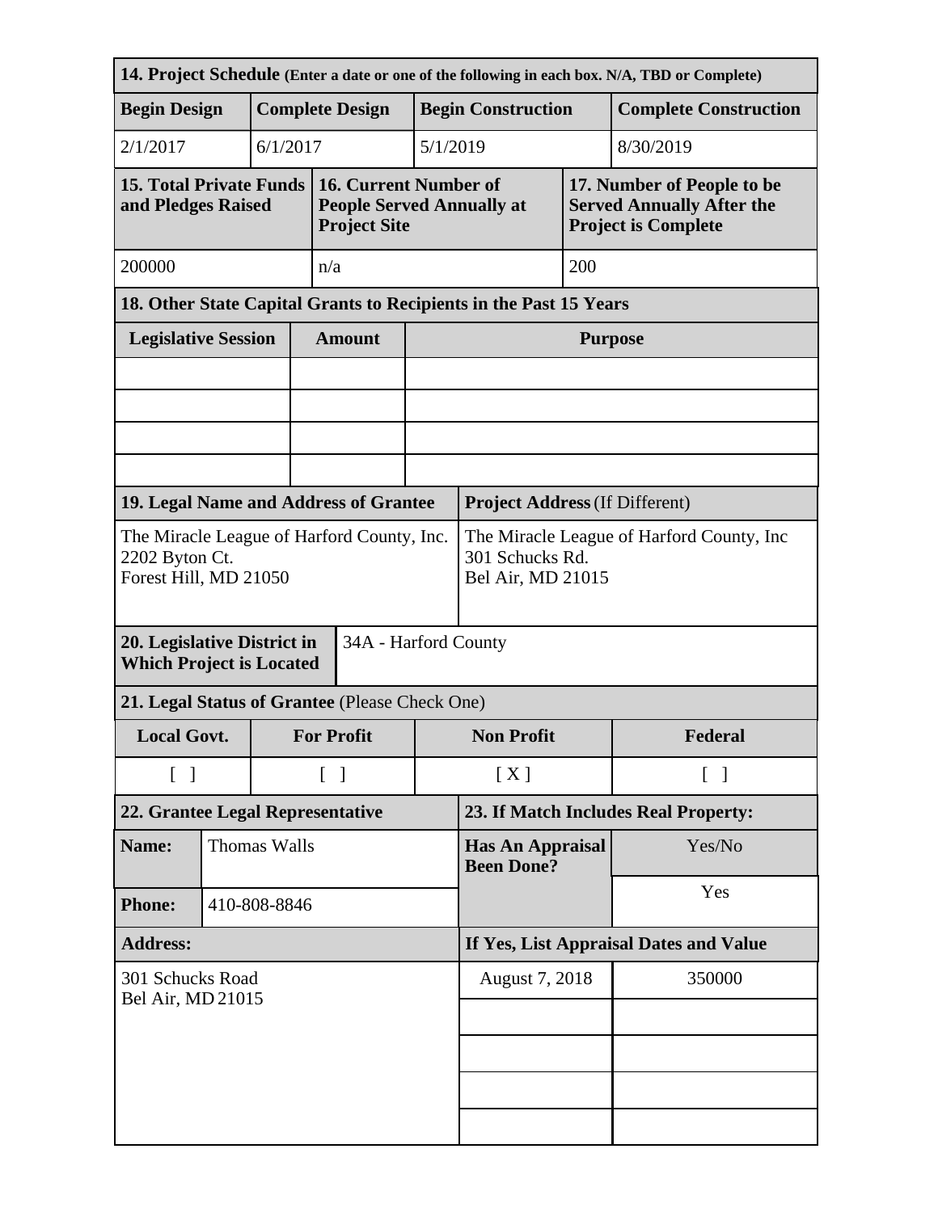| 14. Project Schedule (Enter a date or one of the following in each box. N/A, TBD or Complete) | | | |
|---|---|---|---|
| **Begin Design** | **Complete Design** | **Begin Construction** | **Complete Construction** |
| 2/1/2017 | 6/1/2017 | 5/1/2019 | 8/30/2019 |

| 15. Total Private Funds and Pledges Raised | 16. Current Number of People Served Annually at Project Site | 17. Number of People to be Served Annually After the Project is Complete |
|---|---|---|
| 200000 | n/a | 200 |

| 18. Other State Capital Grants to Recipients in the Past 15 Years | | |
|---|---|---|
| **Legislative Session** | **Amount** | **Purpose** |
| | | |
| | | |
| | | |
| | | |

| 19. Legal Name and Address of Grantee | Project Address (If Different) |
|---|---|
| The Miracle League of Harford County, Inc.<br>2202 Byton Ct.<br>Forest Hill, MD 21050 | The Miracle League of Harford County, Inc<br>301 Schucks Rd.<br>Bel Air, MD 21015 |

| 20. Legislative District in Which Project is Located | 34A - Harford County |
|---|---|

| 21. Legal Status of Grantee (Please Check One) | | | |
|---|---|---|---|
| **Local Govt.** | **For Profit** | **Non Profit** | **Federal** |
| [ ] | [ ] | [ X ] | [ ] |

| 22. Grantee Legal Representative | | 23. If Match Includes Real Property: | |
|---|---|---|---|
| **Name:** | Thomas Walls | **Has An Appraisal Been Done?** | Yes/No |
| **Phone:** | 410-808-8846 | | Yes |
| **Address:** | | **If Yes, List Appraisal Dates and Value** | |
| 301 Schucks Road<br>Bel Air, MD 21015 | | August 7, 2018 | 350000 |
| | | | |
| | | | |
| | | | |
| | | | |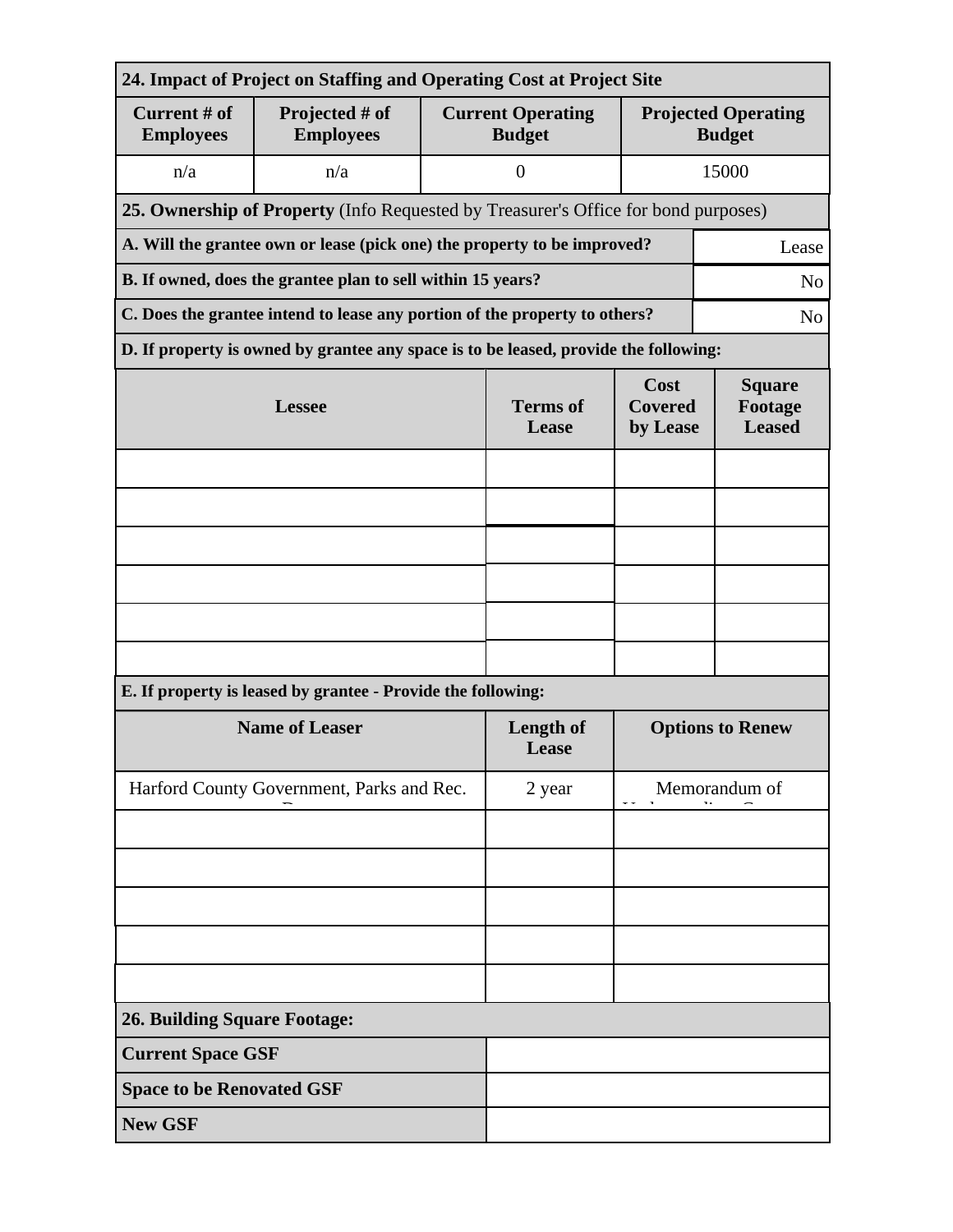## 24. Impact of Project on Staffing and Operating Cost at Project Site

| Current # of Employees | Projected # of Employees | Current Operating Budget | Projected Operating Budget |
|---|---|---|---|
| n/a | n/a | 0 | 15000 |

## 25. Ownership of Property (Info Requested by Treasurer's Office for bond purposes)

| | |
|---|---|
| **A. Will the grantee own or lease (pick one) the property to be improved?** | Lease |
| **B. If owned, does the grantee plan to sell within 15 years?** | No |
| **C. Does the grantee intend to lease any portion of the property to others?** | No |

**D. If property is owned by grantee any space is to be leased, provide the following:**

| Lessee | Terms of Lease | Cost Covered by Lease | Square Footage Leased |
|---|---|---|---|
| | | | |
| | | | |
| | | | |
| | | | |
| | | | |
| | | | |

**E. If property is leased by grantee - Provide the following:**

| Name of Leaser | Length of Lease | Options to Renew |
|---|---|---|
| Harford County Government, Parks and Rec. D... | 2 year | Memorandum of U... |
| | | |
| | | |
| | | |
| | | |
| | | |

## 26. Building Square Footage:

| | |
|---|---|
| **Current Space GSF** | |
| **Space to be Renovated GSF** | |
| **New GSF** | |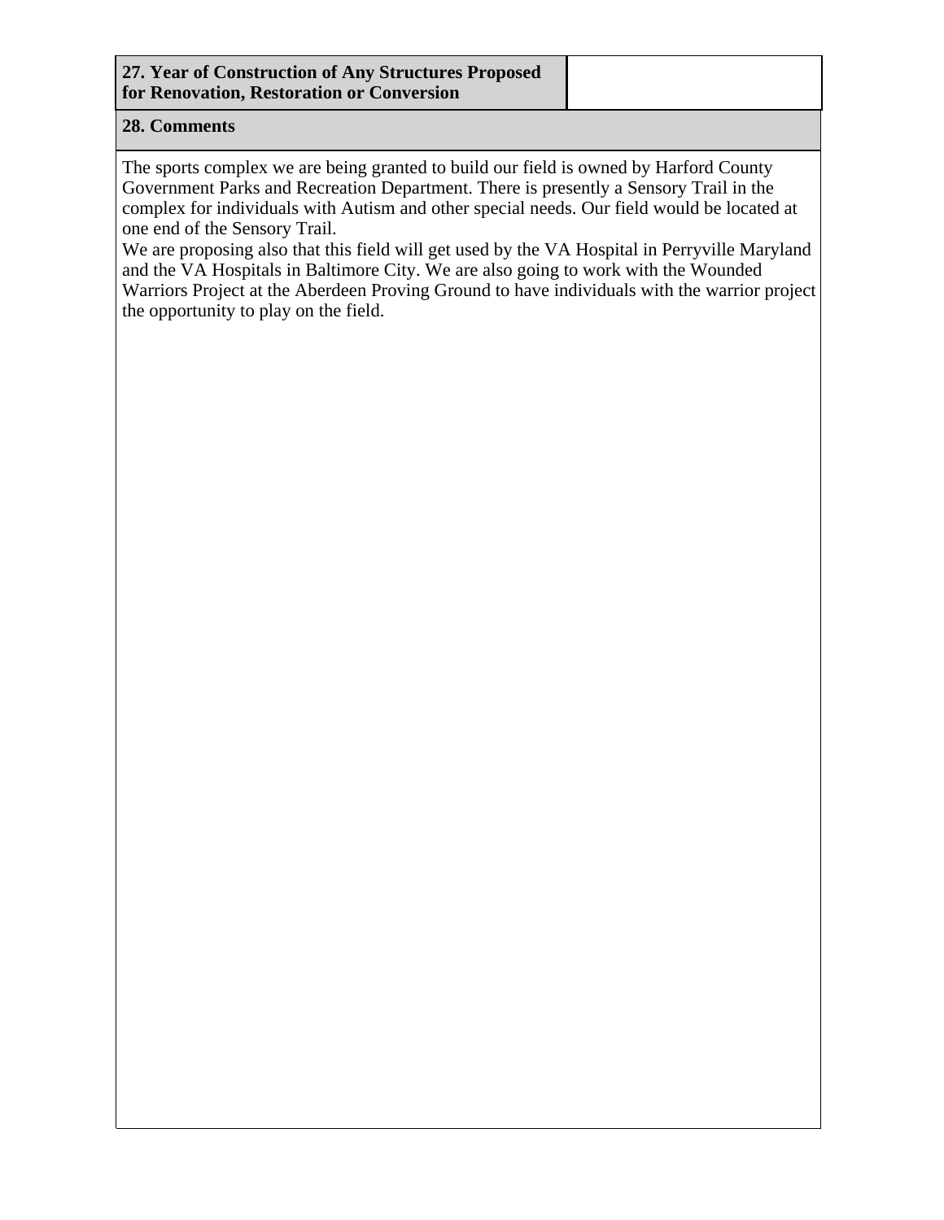| 27. Year of Construction of Any Structures Proposed for Renovation, Restoration or Conversion | |
|---|---|

**28. Comments**

The sports complex we are being granted to build our field is owned by Harford County Government Parks and Recreation Department. There is presently a Sensory Trail in the complex for individuals with Autism and other special needs. Our field would be located at one end of the Sensory Trail.

We are proposing also that this field will get used by the VA Hospital in Perryville Maryland and the VA Hospitals in Baltimore City. We are also going to work with the Wounded Warriors Project at the Aberdeen Proving Ground to have individuals with the warrior project the opportunity to play on the field.